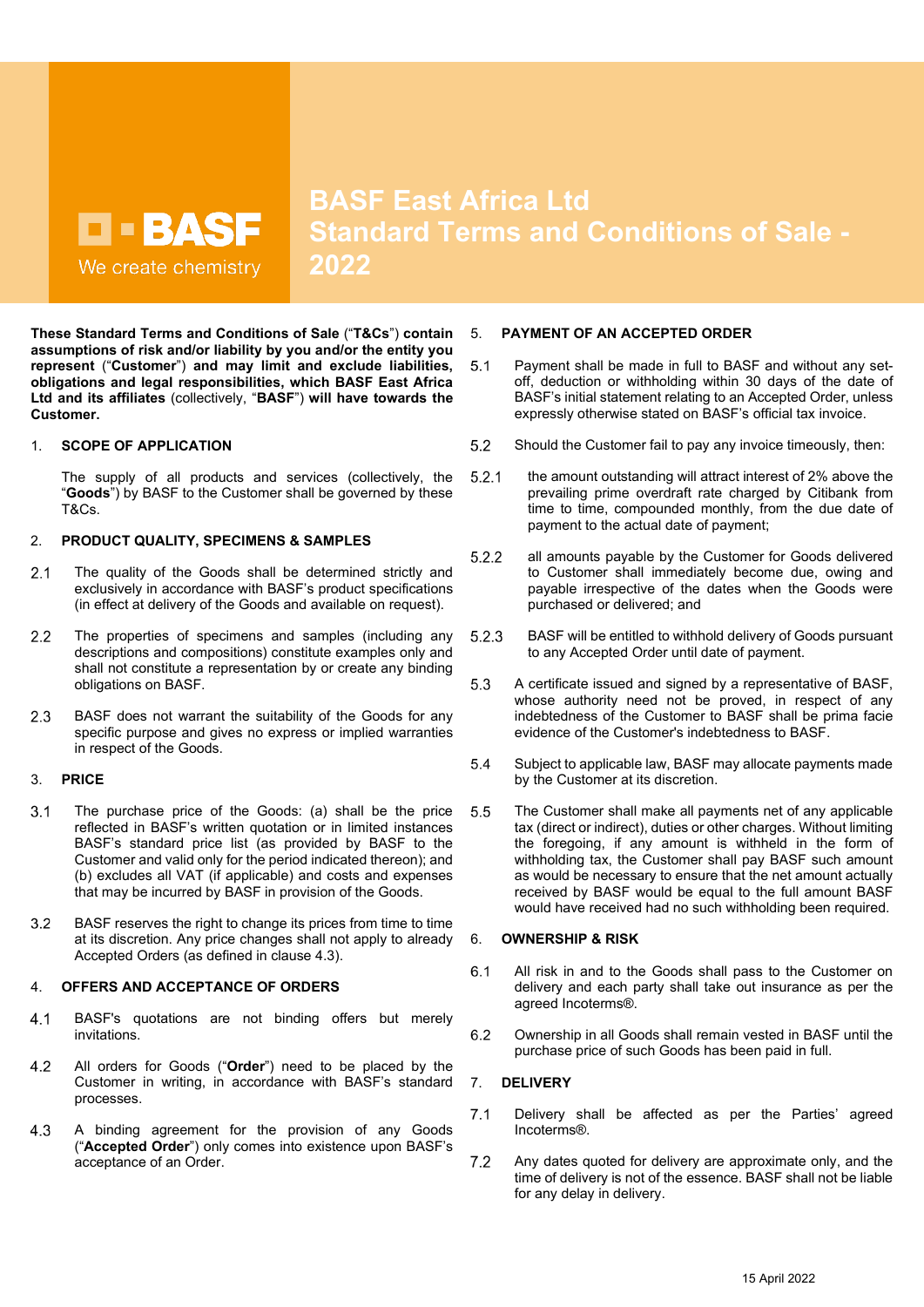# BASF East Africa Ltd Standard Terms and Conditions of Sale - 2022

**These Standard Terms and Conditions of Sale** ("**T&Cs**") **contain assumptions of risk and/or liability by you and/or the entity you represent** ("**Customer**") **and may limit and exclude liabilities, obligations and legal responsibilities, which BASF East Africa Ltd and its affiliates** (collectively, "**BASF**") **will have towards the Customer.**

## 1. SCOPE OF APPLICATION

The supply of all products and services (collectively, the "**Goods**") by BASF to the Customer shall be governed by these T&Cs.

## 2. PRODUCT QUALITY, SPECIMENS & SAMPLES

2.1 The quality of the Goods shall be determined strictly and exclusively in accordance with BASF's product specifications (in effect at delivery of the Goods and available on request).

2.2 The properties of specimens and samples (including any descriptions and compositions) constitute examples only and shall not constitute a representation by or create any binding obligations on BASF.

2.3 BASF does not warrant the suitability of the Goods for any specific purpose and gives no express or implied warranties in respect of the Goods.

## 3. PRICE

3.1 The purchase price of the Goods: (a) shall be the price reflected in BASF's written quotation or in limited instances BASF's standard price list (as provided by BASF to the Customer and valid only for the period indicated thereon); and (b) excludes all VAT (if applicable) and costs and expenses that may be incurred by BASF in provision of the Goods.

3.2 BASF reserves the right to change its prices from time to time at its discretion. Any price changes shall not apply to already Accepted Orders (as defined in clause 4.3).

## 4. OFFERS AND ACCEPTANCE OF ORDERS

4.1 BASF's quotations are not binding offers but merely invitations.

4.2 All orders for Goods ("**Order**") need to be placed by the Customer in writing, in accordance with BASF's standard processes.

4.3 A binding agreement for the provision of any Goods ("**Accepted Order**") only comes into existence upon BASF's acceptance of an Order.

## 5. PAYMENT OF AN ACCEPTED ORDER

5.1 Payment shall be made in full to BASF and without any set-off, deduction or withholding within 30 days of the date of BASF's initial statement relating to an Accepted Order, unless expressly otherwise stated on BASF's official tax invoice.

5.2 Should the Customer fail to pay any invoice timeously, then:

5.2.1 the amount outstanding will attract interest of 2% above the prevailing prime overdraft rate charged by Citibank from time to time, compounded monthly, from the due date of payment to the actual date of payment;

5.2.2 all amounts payable by the Customer for Goods delivered to Customer shall immediately become due, owing and payable irrespective of the dates when the Goods were purchased or delivered; and

5.2.3 BASF will be entitled to withhold delivery of Goods pursuant to any Accepted Order until date of payment.

5.3 A certificate issued and signed by a representative of BASF, whose authority need not be proved, in respect of any indebtedness of the Customer to BASF shall be prima facie evidence of the Customer's indebtedness to BASF.

5.4 Subject to applicable law, BASF may allocate payments made by the Customer at its discretion.

5.5 The Customer shall make all payments net of any applicable tax (direct or indirect), duties or other charges. Without limiting the foregoing, if any amount is withheld in the form of withholding tax, the Customer shall pay BASF such amount as would be necessary to ensure that the net amount actually received by BASF would be equal to the full amount BASF would have received had no such withholding been required.

## 6. OWNERSHIP & RISK

6.1 All risk in and to the Goods shall pass to the Customer on delivery and each party shall take out insurance as per the agreed Incoterms®.

6.2 Ownership in all Goods shall remain vested in BASF until the purchase price of such Goods has been paid in full.

## 7. DELIVERY

7.1 Delivery shall be affected as per the Parties' agreed Incoterms®.

7.2 Any dates quoted for delivery are approximate only, and the time of delivery is not of the essence. BASF shall not be liable for any delay in delivery.

15 April 2022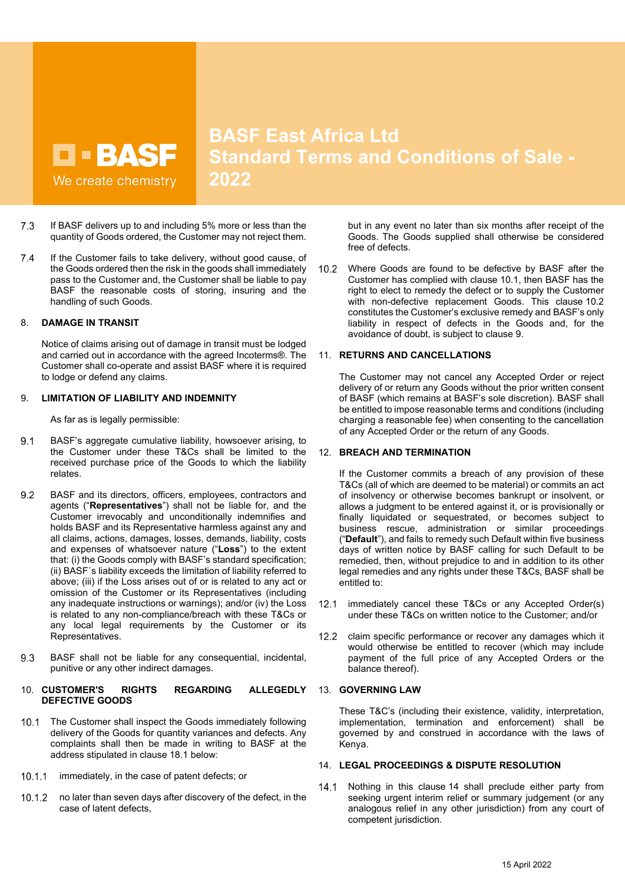7.3 If BASF delivers up to and including 5% more or less than the quantity of Goods ordered, the Customer may not reject them.

7.4 If the Customer fails to take delivery, without good cause, of the Goods ordered then the risk in the goods shall immediately pass to the Customer and, the Customer shall be liable to pay BASF the reasonable costs of storing, insuring and the handling of such Goods.

## 8. DAMAGE IN TRANSIT

Notice of claims arising out of damage in transit must be lodged and carried out in accordance with the agreed Incoterms®. The Customer shall co-operate and assist BASF where it is required to lodge or defend any claims.

## 9. LIMITATION OF LIABILITY AND INDEMNITY

As far as is legally permissible:

9.1 BASF's aggregate cumulative liability, howsoever arising, to the Customer under these T&Cs shall be limited to the received purchase price of the Goods to which the liability relates.

9.2 BASF and its directors, officers, employees, contractors and agents ("**Representatives**") shall not be liable for, and the Customer irrevocably and unconditionally indemnifies and holds BASF and its Representative harmless against any and all claims, actions, damages, losses, demands, liability, costs and expenses of whatsoever nature ("**Loss**") to the extent that: (i) the Goods comply with BASF's standard specification; (ii) BASF´s liability exceeds the limitation of liability referred to above; (iii) if the Loss arises out of or is related to any act or omission of the Customer or its Representatives (including any inadequate instructions or warnings); and/or (iv) the Loss is related to any non-compliance/breach with these T&Cs or any local legal requirements by the Customer or its Representatives.

9.3 BASF shall not be liable for any consequential, incidental, punitive or any other indirect damages.

## 10. CUSTOMER'S RIGHTS REGARDING ALLEGEDLY DEFECTIVE GOODS

10.1 The Customer shall inspect the Goods immediately following delivery of the Goods for quantity variances and defects. Any complaints shall then be made in writing to BASF at the address stipulated in clause 18.1 below:

10.1.1 immediately, in the case of patent defects; or

10.1.2 no later than seven days after discovery of the defect, in the case of latent defects,

but in any event no later than six months after receipt of the Goods. The Goods supplied shall otherwise be considered free of defects.

10.2 Where Goods are found to be defective by BASF after the Customer has complied with clause 10.1, then BASF has the right to elect to remedy the defect or to supply the Customer with non-defective replacement Goods. This clause 10.2 constitutes the Customer's exclusive remedy and BASF's only liability in respect of defects in the Goods and, for the avoidance of doubt, is subject to clause 9.

## 11. RETURNS AND CANCELLATIONS

The Customer may not cancel any Accepted Order or reject delivery of or return any Goods without the prior written consent of BASF (which remains at BASF's sole discretion). BASF shall be entitled to impose reasonable terms and conditions (including charging a reasonable fee) when consenting to the cancellation of any Accepted Order or the return of any Goods.

## 12. BREACH AND TERMINATION

If the Customer commits a breach of any provision of these T&Cs (all of which are deemed to be material) or commits an act of insolvency or otherwise becomes bankrupt or insolvent, or allows a judgment to be entered against it, or is provisionally or finally liquidated or sequestrated, or becomes subject to business rescue, administration or similar proceedings ("**Default**"), and fails to remedy such Default within five business days of written notice by BASF calling for such Default to be remedied, then, without prejudice to and in addition to its other legal remedies and any rights under these T&Cs, BASF shall be entitled to:

12.1 immediately cancel these T&Cs or any Accepted Order(s) under these T&Cs on written notice to the Customer; and/or

12.2 claim specific performance or recover any damages which it would otherwise be entitled to recover (which may include payment of the full price of any Accepted Orders or the balance thereof).

## 13. GOVERNING LAW

These T&C's (including their existence, validity, interpretation, implementation, termination and enforcement) shall be governed by and construed in accordance with the laws of Kenya.

## 14. LEGAL PROCEEDINGS & DISPUTE RESOLUTION

14.1 Nothing in this clause 14 shall preclude either party from seeking urgent interim relief or summary judgement (or any analogous relief in any other jurisdiction) from any court of competent jurisdiction.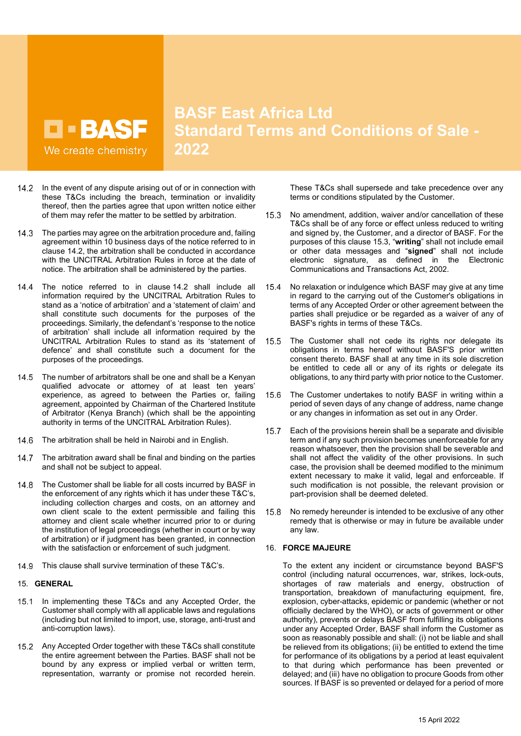14.2 In the event of any dispute arising out of or in connection with these T&Cs including the breach, termination or invalidity thereof, then the parties agree that upon written notice either of them may refer the matter to be settled by arbitration.

14.3 The parties may agree on the arbitration procedure and, failing agreement within 10 business days of the notice referred to in clause 14.2, the arbitration shall be conducted in accordance with the UNCITRAL Arbitration Rules in force at the date of notice. The arbitration shall be administered by the parties.

14.4 The notice referred to in clause 14.2 shall include all information required by the UNCITRAL Arbitration Rules to stand as a 'notice of arbitration' and a 'statement of claim' and shall constitute such documents for the purposes of the proceedings. Similarly, the defendant's 'response to the notice of arbitration' shall include all information required by the UNCITRAL Arbitration Rules to stand as its 'statement of defence' and shall constitute such a document for the purposes of the proceedings.

14.5 The number of arbitrators shall be one and shall be a Kenyan qualified advocate or attorney of at least ten years' experience, as agreed to between the Parties or, failing agreement, appointed by Chairman of the Chartered Institute of Arbitrator (Kenya Branch) (which shall be the appointing authority in terms of the UNCITRAL Arbitration Rules).

14.6 The arbitration shall be held in Nairobi and in English.

14.7 The arbitration award shall be final and binding on the parties and shall not be subject to appeal.

14.8 The Customer shall be liable for all costs incurred by BASF in the enforcement of any rights which it has under these T&C's, including collection charges and costs, on an attorney and own client scale to the extent permissible and failing this attorney and client scale whether incurred prior to or during the institution of legal proceedings (whether in court or by way of arbitration) or if judgment has been granted, in connection with the satisfaction or enforcement of such judgment.

14.9 This clause shall survive termination of these T&C's.

## 15. GENERAL

15.1 In implementing these T&Cs and any Accepted Order, the Customer shall comply with all applicable laws and regulations (including but not limited to import, use, storage, anti-trust and anti-corruption laws).

15.2 Any Accepted Order together with these T&Cs shall constitute the entire agreement between the Parties. BASF shall not be bound by any express or implied verbal or written term, representation, warranty or promise not recorded herein. These T&Cs shall supersede and take precedence over any terms or conditions stipulated by the Customer.

15.3 No amendment, addition, waiver and/or cancellation of these T&Cs shall be of any force or effect unless reduced to writing and signed by, the Customer, and a director of BASF. For the purposes of this clause 15.3, "**writing**" shall not include email or other data messages and "**signed**" shall not include electronic signature, as defined in the Electronic Communications and Transactions Act, 2002.

15.4 No relaxation or indulgence which BASF may give at any time in regard to the carrying out of the Customer's obligations in terms of any Accepted Order or other agreement between the parties shall prejudice or be regarded as a waiver of any of BASF's rights in terms of these T&Cs.

15.5 The Customer shall not cede its rights nor delegate its obligations in terms hereof without BASF'S prior written consent thereto. BASF shall at any time in its sole discretion be entitled to cede all or any of its rights or delegate its obligations, to any third party with prior notice to the Customer.

15.6 The Customer undertakes to notify BASF in writing within a period of seven days of any change of address, name change or any changes in information as set out in any Order.

15.7 Each of the provisions herein shall be a separate and divisible term and if any such provision becomes unenforceable for any reason whatsoever, then the provision shall be severable and shall not affect the validity of the other provisions. In such case, the provision shall be deemed modified to the minimum extent necessary to make it valid, legal and enforceable. If such modification is not possible, the relevant provision or part-provision shall be deemed deleted.

15.8 No remedy hereunder is intended to be exclusive of any other remedy that is otherwise or may in future be available under any law.

## 16. FORCE MAJEURE

To the extent any incident or circumstance beyond BASF'S control (including natural occurrences, war, strikes, lock-outs, shortages of raw materials and energy, obstruction of transportation, breakdown of manufacturing equipment, fire, explosion, cyber-attacks, epidemic or pandemic (whether or not officially declared by the WHO), or acts of government or other authority), prevents or delays BASF from fulfilling its obligations under any Accepted Order, BASF shall inform the Customer as soon as reasonably possible and shall: (i) not be liable and shall be relieved from its obligations; (ii) be entitled to extend the time for performance of its obligations by a period at least equivalent to that during which performance has been prevented or delayed; and (iii) have no obligation to procure Goods from other sources. If BASF is so prevented or delayed for a period of more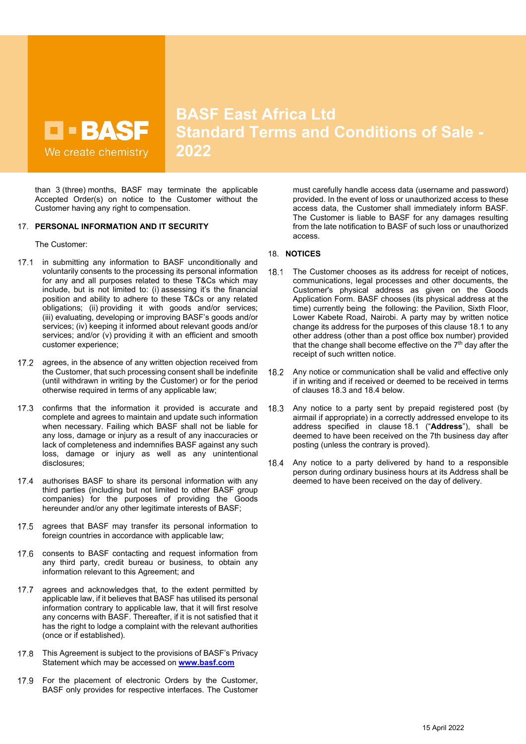than 3 (three) months, BASF may terminate the applicable Accepted Order(s) on notice to the Customer without the Customer having any right to compensation.

## 17. PERSONAL INFORMATION AND IT SECURITY

The Customer:

17.1 in submitting any information to BASF unconditionally and voluntarily consents to the processing its personal information for any and all purposes related to these T&Cs which may include, but is not limited to: (i) assessing it's the financial position and ability to adhere to these T&Cs or any related obligations; (ii) providing it with goods and/or services; (iii) evaluating, developing or improving BASF's goods and/or services; (iv) keeping it informed about relevant goods and/or services; and/or (v) providing it with an efficient and smooth customer experience;

17.2 agrees, in the absence of any written objection received from the Customer, that such processing consent shall be indefinite (until withdrawn in writing by the Customer) or for the period otherwise required in terms of any applicable law;

17.3 confirms that the information it provided is accurate and complete and agrees to maintain and update such information when necessary. Failing which BASF shall not be liable for any loss, damage or injury as a result of any inaccuracies or lack of completeness and indemnifies BASF against any such loss, damage or injury as well as any unintentional disclosures;

17.4 authorises BASF to share its personal information with any third parties (including but not limited to other BASF group companies) for the purposes of providing the Goods hereunder and/or any other legitimate interests of BASF;

17.5 agrees that BASF may transfer its personal information to foreign countries in accordance with applicable law;

17.6 consents to BASF contacting and request information from any third party, credit bureau or business, to obtain any information relevant to this Agreement; and

17.7 agrees and acknowledges that, to the extent permitted by applicable law, if it believes that BASF has utilised its personal information contrary to applicable law, that it will first resolve any concerns with BASF. Thereafter, if it is not satisfied that it has the right to lodge a complaint with the relevant authorities (once or if established).

17.8 This Agreement is subject to the provisions of BASF's Privacy Statement which may be accessed on **www.basf.com**

17.9 For the placement of electronic Orders by the Customer, BASF only provides for respective interfaces. The Customer must carefully handle access data (username and password) provided. In the event of loss or unauthorized access to these access data, the Customer shall immediately inform BASF. The Customer is liable to BASF for any damages resulting from the late notification to BASF of such loss or unauthorized access.

## 18. NOTICES

18.1 The Customer chooses as its address for receipt of notices, communications, legal processes and other documents, the Customer's physical address as given on the Goods Application Form. BASF chooses (its physical address at the time) currently being the following: the Pavilion, Sixth Floor, Lower Kabete Road, Nairobi. A party may by written notice change its address for the purposes of this clause 18.1 to any other address (other than a post office box number) provided that the change shall become effective on the 7th day after the receipt of such written notice.

18.2 Any notice or communication shall be valid and effective only if in writing and if received or deemed to be received in terms of clauses 18.3 and 18.4 below.

18.3 Any notice to a party sent by prepaid registered post (by airmail if appropriate) in a correctly addressed envelope to its address specified in clause 18.1 ("**Address**"), shall be deemed to have been received on the 7th business day after posting (unless the contrary is proved).

18.4 Any notice to a party delivered by hand to a responsible person during ordinary business hours at its Address shall be deemed to have been received on the day of delivery.

15 April 2022